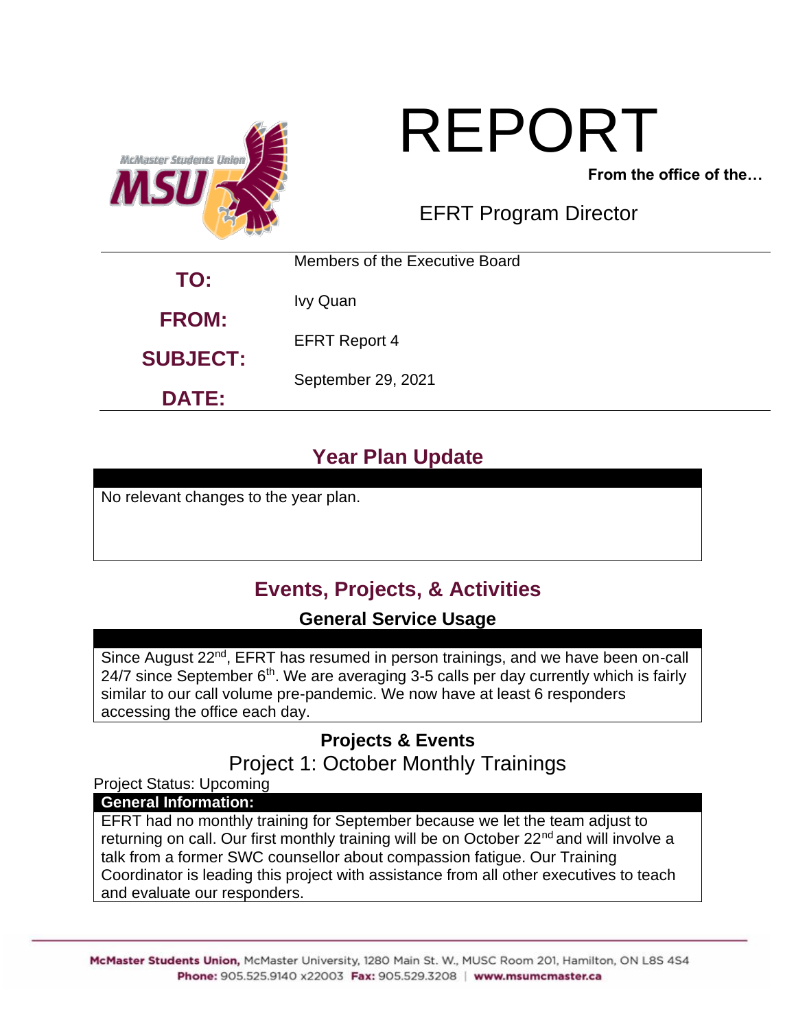# REPORT

**From the office of the…**

EFRT Program Director

| | |
|---|---|
| **TO:** | Members of the Executive Board |
| **FROM:** | Ivy Quan |
| **SUBJECT:** | EFRT Report 4 |
| **DATE:** | September 29, 2021 |

## Year Plan Update

No relevant changes to the year plan.

## Events, Projects, & Activities

### General Service Usage

Since August 22nd, EFRT has resumed in person trainings, and we have been on-call 24/7 since September 6th. We are averaging 3-5 calls per day currently which is fairly similar to our call volume pre-pandemic. We now have at least 6 responders accessing the office each day.

### Projects & Events

#### Project 1: October Monthly Trainings

Project Status: Upcoming

**General Information:**

EFRT had no monthly training for September because we let the team adjust to returning on call. Our first monthly training will be on October 22nd and will involve a talk from a former SWC counsellor about compassion fatigue. Our Training Coordinator is leading this project with assistance from all other executives to teach and evaluate our responders.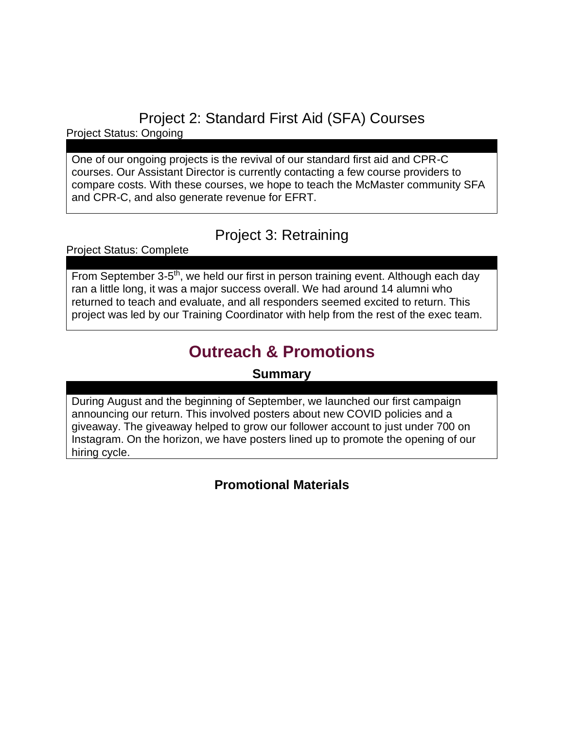## Project 2: Standard First Aid (SFA) Courses

Project Status: Ongoing

One of our ongoing projects is the revival of our standard first aid and CPR-C courses. Our Assistant Director is currently contacting a few course providers to compare costs. With these courses, we hope to teach the McMaster community SFA and CPR-C, and also generate revenue for EFRT.

## Project 3: Retraining

Project Status: Complete

From September 3-5th, we held our first in person training event. Although each day ran a little long, it was a major success overall. We had around 14 alumni who returned to teach and evaluate, and all responders seemed excited to return. This project was led by our Training Coordinator with help from the rest of the exec team.

# Outreach & Promotions

### Summary

During August and the beginning of September, we launched our first campaign announcing our return. This involved posters about new COVID policies and a giveaway. The giveaway helped to grow our follower account to just under 700 on Instagram. On the horizon, we have posters lined up to promote the opening of our hiring cycle.

### Promotional Materials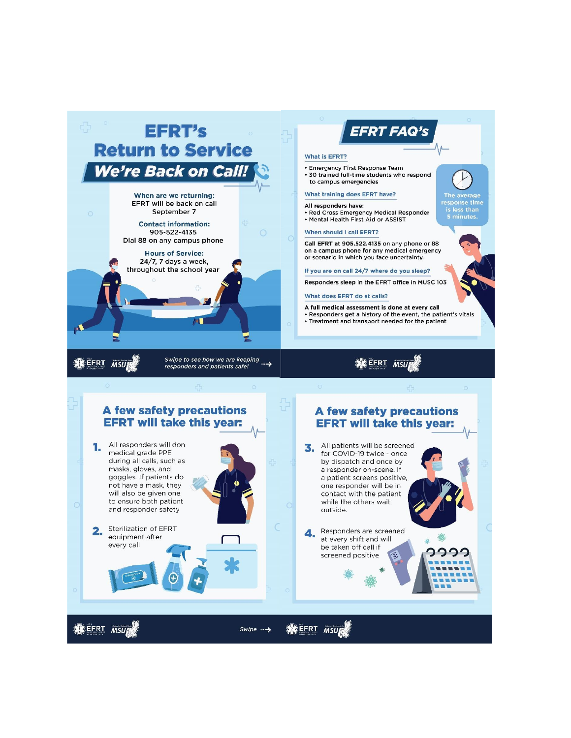# EFRT's Return to Service

## We're Back on Call!

**When are we returning:**
EFRT will be back on call September 7

**Contact information:**
905-522-4135
Dial 88 on any campus phone

**Hours of Service:**
24/7, 7 days a week, throughout the school year

*Swipe to see how we are keeping responders and patients safe!* --->

## EFRT FAQ's

**What is EFRT?**

- Emergency First Response Team
- 30 trained full-time students who respond to campus emergencies

**What training does EFRT have?**

All responders have:

- Red Cross Emergency Medical Responder
- Mental Health First Aid or ASSIST

The average response time is less than 5 minutes.

**When should I call EFRT?**

Call EFRT at 905.522.4135 on any phone or 88 on a campus phone for any medical emergency or scenario in which you face uncertainty.

**If you are on call 24/7 where do you sleep?**

Responders sleep in the EFRT office in MUSC 103

**What does EFRT do at calls?**

**A full medical assessment is done at every call**

- Responders get a history of the event, the patient's vitals
- Treatment and transport needed for the patient

## A few safety precautions EFRT will take this year:

1. All responders will don medical grade PPE during all calls, such as masks, gloves, and goggles. If patients do not have a mask, they will also be given one to ensure both patient and responder safety
2. Sterilization of EFRT equipment after every call

*Swipe* --->

## A few safety precautions EFRT will take this year:

3. All patients will be screened for COVID-19 twice - once by dispatch and once by a responder on-scene. If a patient screens positive, one responder will be in contact with the patient while the others wait outside.
4. Responders are screened at every shift and will be taken off call if screened positive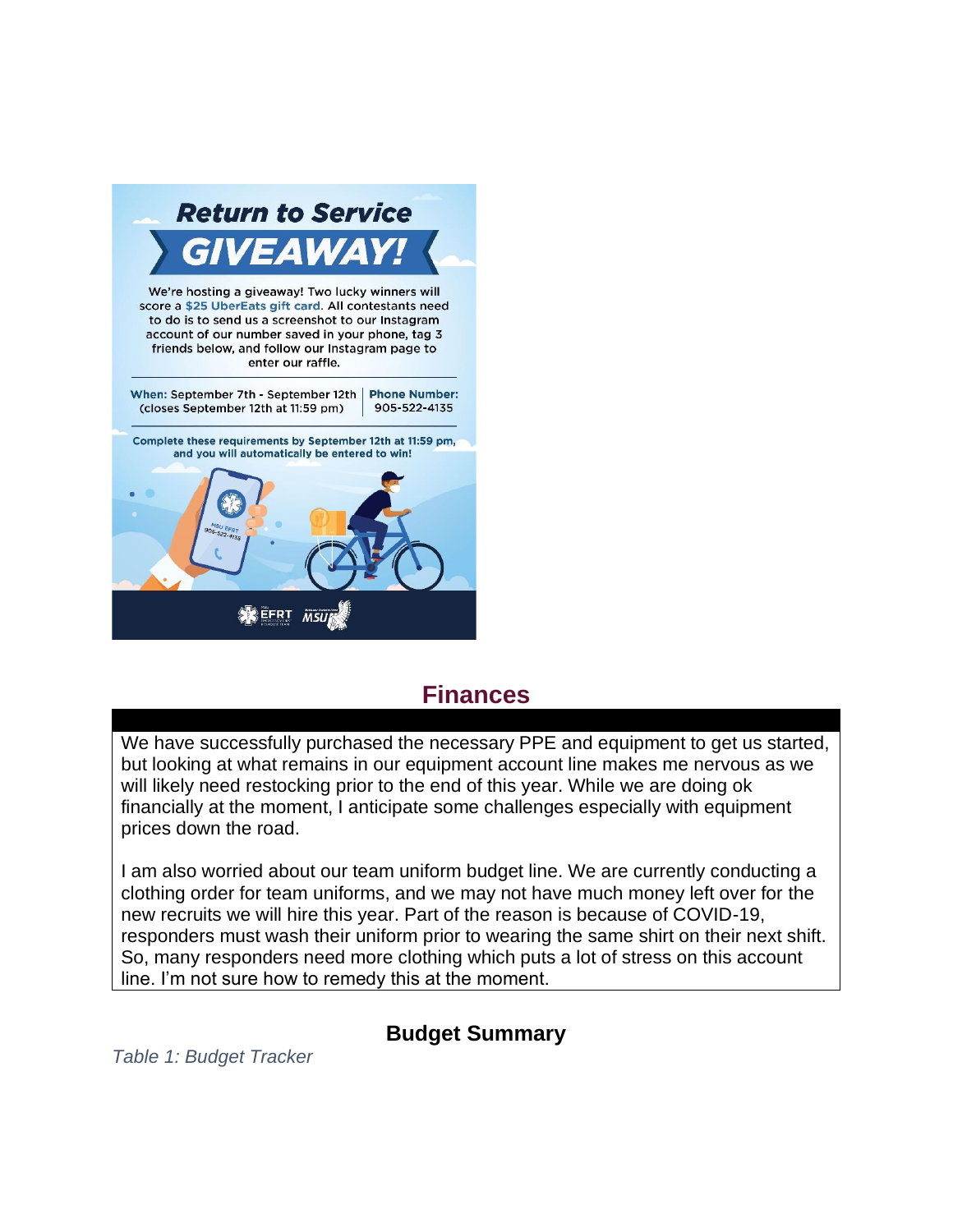## Return to Service GIVEAWAY!

We're hosting a giveaway! Two lucky winners will score a $25 UberEats gift card. All contestants need to do is to send us a screenshot to our Instagram account of our number saved in your phone, tag 3 friends below, and follow our Instagram page to enter our raffle.

**When:** September 7th - September 12th (closes September 12th at 11:59 pm)

**Phone Number:** 905-522-4135

**Complete these requirements by September 12th at 11:59 pm, and you will automatically be entered to win!**

# Finances

We have successfully purchased the necessary PPE and equipment to get us started, but looking at what remains in our equipment account line makes me nervous as we will likely need restocking prior to the end of this year. While we are doing ok financially at the moment, I anticipate some challenges especially with equipment prices down the road.

I am also worried about our team uniform budget line. We are currently conducting a clothing order for team uniforms, and we may not have much money left over for the new recruits we will hire this year. Part of the reason is because of COVID-19, responders must wash their uniform prior to wearing the same shirt on their next shift. So, many responders need more clothing which puts a lot of stress on this account line. I'm not sure how to remedy this at the moment.

## Budget Summary

*Table 1: Budget Tracker*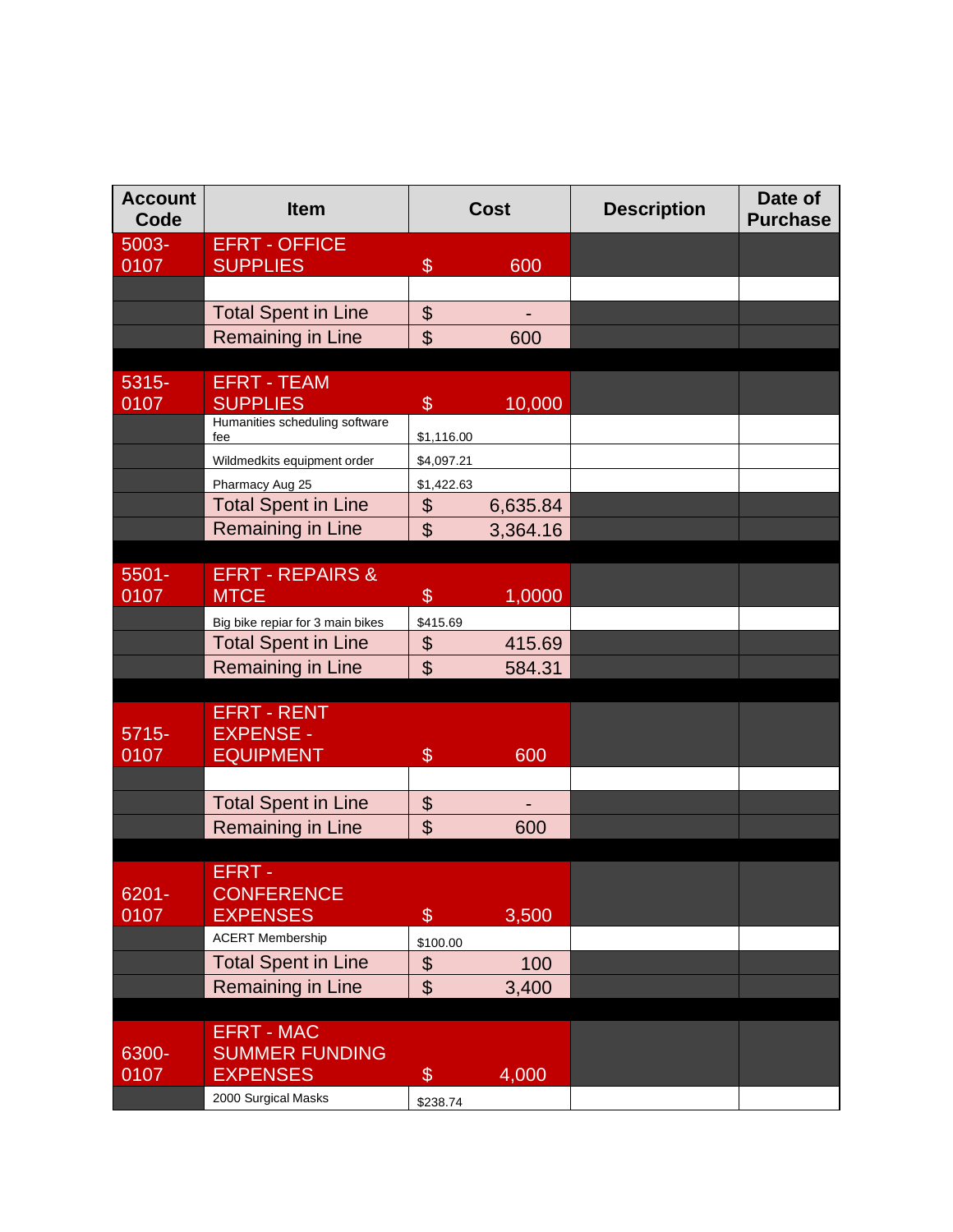| Account Code | Item | Cost | Description | Date of Purchase |
|---|---|---|---|---|
| 5003-0107 | EFRT - OFFICE SUPPLIES | $ 600 | | |
| | | | | |
| | Total Spent in Line | $ - | | |
| | Remaining in Line | $ 600 | | |
| | | | | |
| 5315-0107 | EFRT - TEAM SUPPLIES | $ 10,000 | | |
| | Humanities scheduling software fee | $1,116.00 | | |
| | Wildmedkits equipment order | $4,097.21 | | |
| | Pharmacy Aug 25 | $1,422.63 | | |
| | Total Spent in Line | $ 6,635.84 | | |
| | Remaining in Line | $ 3,364.16 | | |
| | | | | |
| 5501-0107 | EFRT - REPAIRS & MTCE | $ 1,0000 | | |
| | Big bike repiar for 3 main bikes | $415.69 | | |
| | Total Spent in Line | $ 415.69 | | |
| | Remaining in Line | $ 584.31 | | |
| | | | | |
| 5715-0107 | EFRT - RENT EXPENSE - EQUIPMENT | $ 600 | | |
| | | | | |
| | Total Spent in Line | $ - | | |
| | Remaining in Line | $ 600 | | |
| | | | | |
| 6201-0107 | EFRT - CONFERENCE EXPENSES | $ 3,500 | | |
| | ACERT Membership | $100.00 | | |
| | Total Spent in Line | $ 100 | | |
| | Remaining in Line | $ 3,400 | | |
| | | | | |
| 6300-0107 | EFRT - MAC SUMMER FUNDING EXPENSES | $ 4,000 | | |
| | 2000 Surgical Masks | $238.74 | | |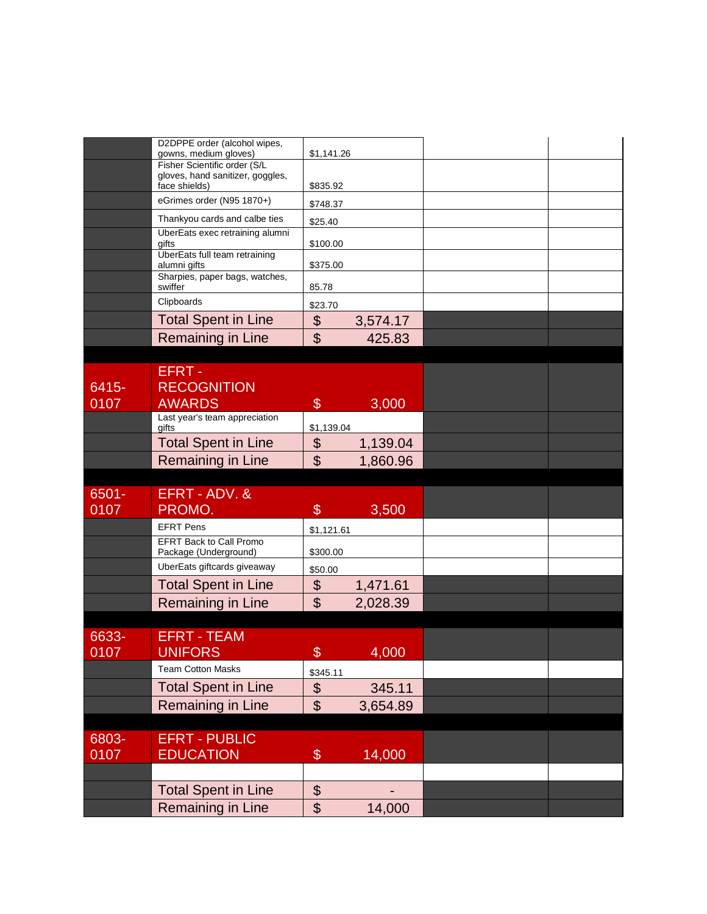| | | | | |
|---|---|---|---|---|
| | D2DPPE order (alcohol wipes, gowns, medium gloves) | $1,141.26 | | |
| | Fisher Scientific order (S/L gloves, hand sanitizer, goggles, face shields) | $835.92 | | |
| | eGrimes order (N95 1870+) | $748.37 | | |
| | Thankyou cards and calbe ties | $25.40 | | |
| | UberEats exec retraining alumni gifts | $100.00 | | |
| | UberEats full team retraining alumni gifts | $375.00 | | |
| | Sharpies, paper bags, watches, swiffer | 85.78 | | |
| | Clipboards | $23.70 | | |
| | Total Spent in Line | $ 3,574.17 | | |
| | Remaining in Line | $ 425.83 | | |
| | | | | |
| 6415-0107 | EFRT - RECOGNITION AWARDS | $ 3,000 | | |
| | Last year's team appreciation gifts | $1,139.04 | | |
| | Total Spent in Line | $ 1,139.04 | | |
| | Remaining in Line | $ 1,860.96 | | |
| | | | | |
| 6501-0107 | EFRT - ADV. & PROMO. | $ 3,500 | | |
| | EFRT Pens | $1,121.61 | | |
| | EFRT Back to Call Promo Package (Underground) | $300.00 | | |
| | UberEats giftcards giveaway | $50.00 | | |
| | Total Spent in Line | $ 1,471.61 | | |
| | Remaining in Line | $ 2,028.39 | | |
| | | | | |
| 6633-0107 | EFRT - TEAM UNIFORS | $ 4,000 | | |
| | Team Cotton Masks | $345.11 | | |
| | Total Spent in Line | $ 345.11 | | |
| | Remaining in Line | $ 3,654.89 | | |
| | | | | |
| 6803-0107 | EFRT - PUBLIC EDUCATION | $ 14,000 | | |
| | | | | |
| | Total Spent in Line | $ - | | |
| | Remaining in Line | $ 14,000 | | |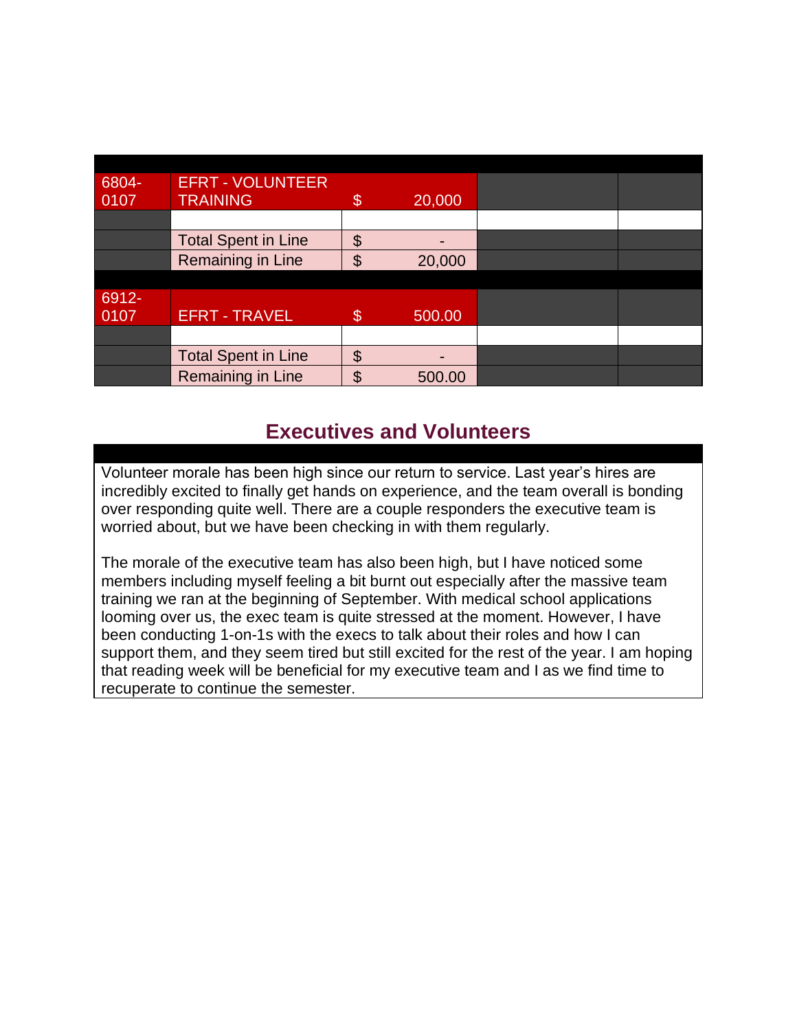| | | | | | |
|---|---|---|---|---|---|
| 6804-0107 | EFRT - VOLUNTEER TRAINING | $ | 20,000 | | |
| | | | | | |
| | Total Spent in Line | $ | - | | |
| | Remaining in Line | $ | 20,000 | | |
| 6912-0107 | EFRT - TRAVEL | $ | 500.00 | | |
| | | | | | |
| | Total Spent in Line | $ | - | | |
| | Remaining in Line | $ | 500.00 | | |

## Executives and Volunteers

Volunteer morale has been high since our return to service. Last year's hires are incredibly excited to finally get hands on experience, and the team overall is bonding over responding quite well. There are a couple responders the executive team is worried about, but we have been checking in with them regularly.

The morale of the executive team has also been high, but I have noticed some members including myself feeling a bit burnt out especially after the massive team training we ran at the beginning of September. With medical school applications looming over us, the exec team is quite stressed at the moment. However, I have been conducting 1-on-1s with the execs to talk about their roles and how I can support them, and they seem tired but still excited for the rest of the year. I am hoping that reading week will be beneficial for my executive team and I as we find time to recuperate to continue the semester.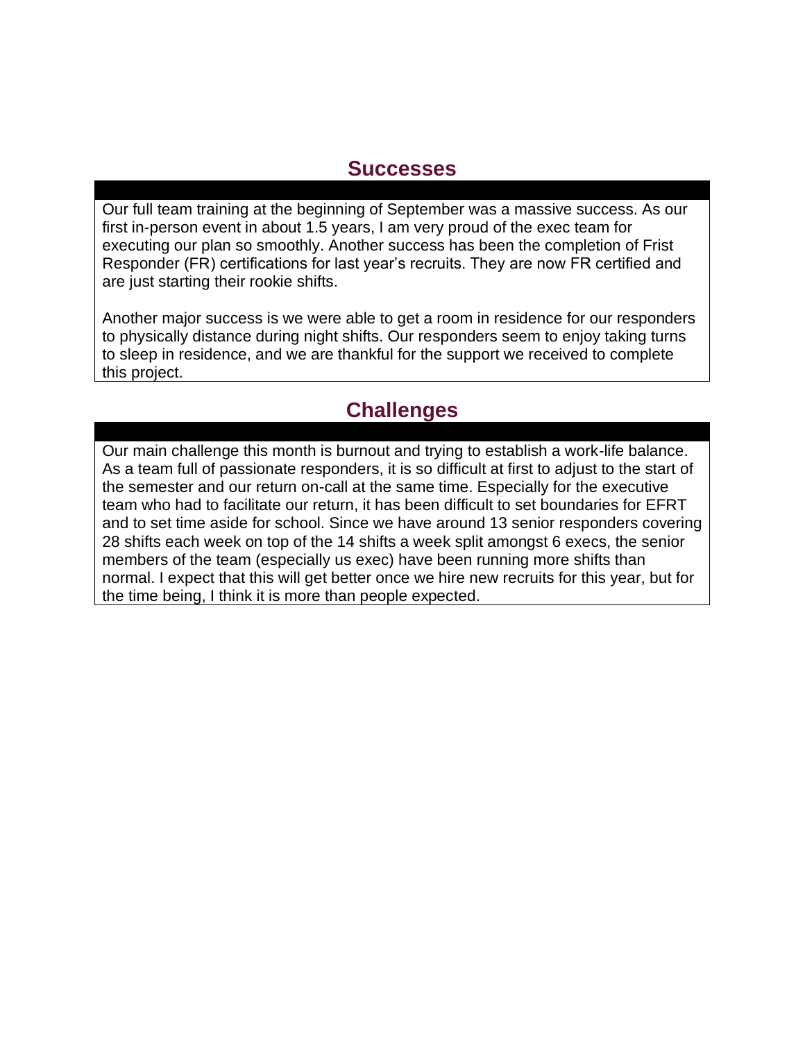## Successes

Our full team training at the beginning of September was a massive success. As our first in-person event in about 1.5 years, I am very proud of the exec team for executing our plan so smoothly. Another success has been the completion of Frist Responder (FR) certifications for last year's recruits. They are now FR certified and are just starting their rookie shifts.

Another major success is we were able to get a room in residence for our responders to physically distance during night shifts. Our responders seem to enjoy taking turns to sleep in residence, and we are thankful for the support we received to complete this project.

## Challenges

Our main challenge this month is burnout and trying to establish a work-life balance. As a team full of passionate responders, it is so difficult at first to adjust to the start of the semester and our return on-call at the same time. Especially for the executive team who had to facilitate our return, it has been difficult to set boundaries for EFRT and to set time aside for school. Since we have around 13 senior responders covering 28 shifts each week on top of the 14 shifts a week split amongst 6 execs, the senior members of the team (especially us exec) have been running more shifts than normal. I expect that this will get better once we hire new recruits for this year, but for the time being, I think it is more than people expected.